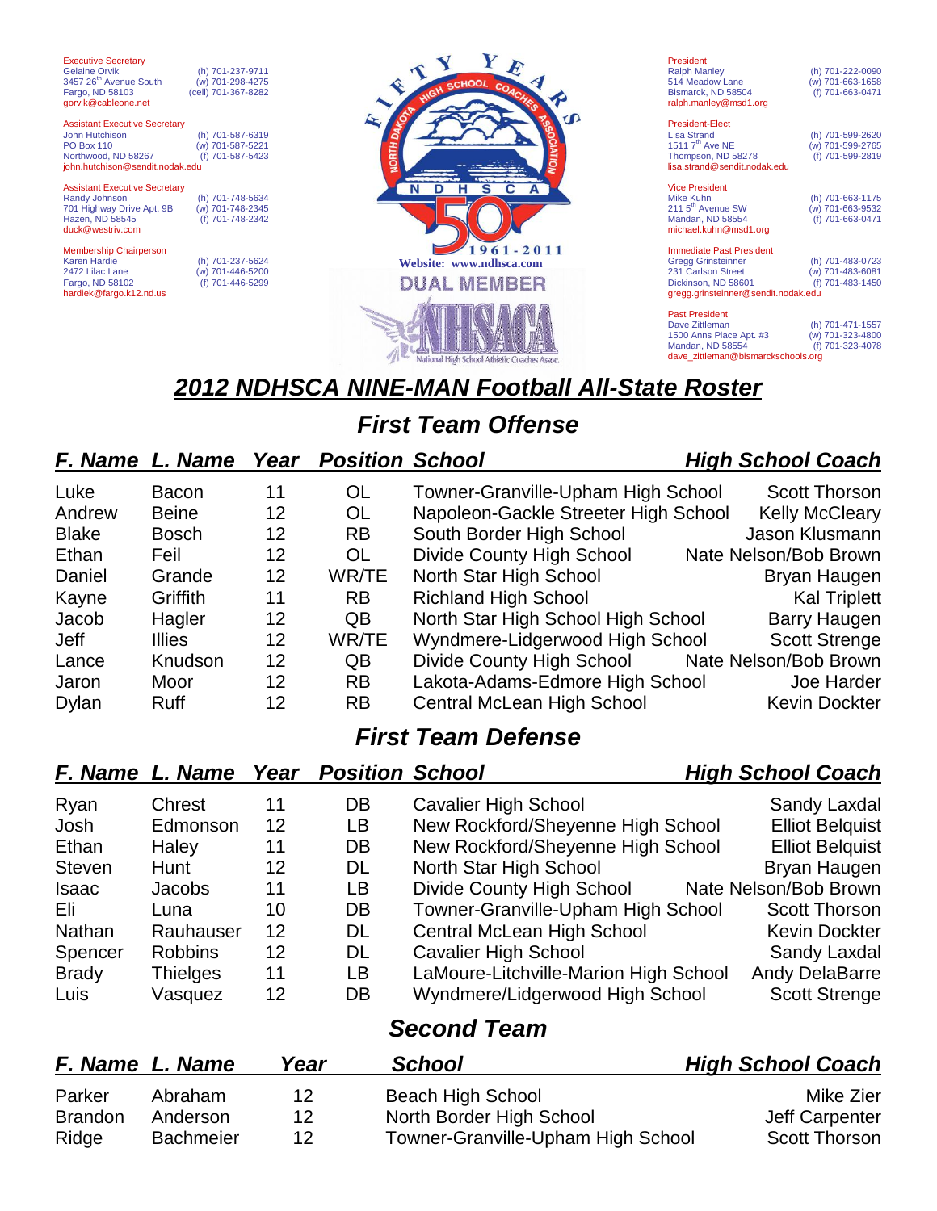Executive Secretary
Gelaine Orvik
3457 26th Avenue South
Fargo, ND 58103
gorvik@cableone.net
(h) 701-237-9711
(w) 701-298-4275
(cell) 701-367-8282

Assistant Executive Secretary
John Hutchison
PO Box 110
Northwood, ND 58267
john.hutchison@sendit.nodak.edu
(h) 701-587-6319
(w) 701-587-5221
(f) 701-587-5423

Assistant Executive Secretary
Randy Johnson
701 Highway Drive Apt. 9B
Hazen, ND 58545
duck@westriv.com
(h) 701-748-5634
(w) 701-748-2345
(f) 701-748-2342

Membership Chairperson
Karen Hardie
2472 Lilac Lane
Fargo, ND 58102
hardiek@fargo.k12.nd.us
(h) 701-237-5624
(w) 701-446-5200
(f) 701-446-5299

FIFTY YEARS
North Dakota High School Coaches Association
NDHSCA
50
1961-2011
Website: www.ndhsca.com
DUAL MEMBER
NHSACA
National High School Athletic Coaches Assoc.

President
Ralph Manley
514 Meadow Lane
Bismarck, ND 58504
ralph.manley@msd1.org
(h) 701-222-0090
(w) 701-663-1658
(f) 701-663-0471

President-Elect
Lisa Strand
1511 7th Ave NE
Thompson, ND 58278
lisa.strand@sendit.nodak.edu
(h) 701-599-2620
(w) 701-599-2765
(f) 701-599-2819

Vice President
Mike Kuhn
211 5th Avenue SW
Mandan, ND 58554
michael.kuhn@msd1.org
(h) 701-663-1175
(w) 701-663-9532
(f) 701-663-0471

Immediate Past President
Gregg Grinsteinner
231 Carlson Street
Dickinson, ND 58601
gregg.grinsteinner@sendit.nodak.edu
(h) 701-483-0723
(w) 701-483-6081
(f) 701-483-1450

Past President
Dave Zittleman
1500 Anns Place Apt. #3
Mandan, ND 58554
dave_zittleman@bismarckschools.org
(h) 701-471-1557
(w) 701-323-4800
(f) 701-323-4078

# *2012 NDHSCA NINE-MAN Football All-State Roster*

## *First Team Offense*

| F. Name | L. Name | Year | Position | School | High School Coach |
|---|---|---|---|---|---|
| Luke | Bacon | 11 | OL | Towner-Granville-Upham High School | Scott Thorson |
| Andrew | Beine | 12 | OL | Napoleon-Gackle Streeter High School | Kelly McCleary |
| Blake | Bosch | 12 | RB | South Border High School | Jason Klusmann |
| Ethan | Feil | 12 | OL | Divide County High School | Nate Nelson/Bob Brown |
| Daniel | Grande | 12 | WR/TE | North Star High School | Bryan Haugen |
| Kayne | Griffith | 11 | RB | Richland High School | Kal Triplett |
| Jacob | Hagler | 12 | QB | North Star High School High School | Barry Haugen |
| Jeff | Illies | 12 | WR/TE | Wyndmere-Lidgerwood High School | Scott Strenge |
| Lance | Knudson | 12 | QB | Divide County High School | Nate Nelson/Bob Brown |
| Jaron | Moor | 12 | RB | Lakota-Adams-Edmore High School | Joe Harder |
| Dylan | Ruff | 12 | RB | Central McLean High School | Kevin Dockter |

## *First Team Defense*

| F. Name | L. Name | Year | Position | School | High School Coach |
|---|---|---|---|---|---|
| Ryan | Chrest | 11 | DB | Cavalier High School | Sandy Laxdal |
| Josh | Edmonson | 12 | LB | New Rockford/Sheyenne High School | Elliot Belquist |
| Ethan | Haley | 11 | DB | New Rockford/Sheyenne High School | Elliot Belquist |
| Steven | Hunt | 12 | DL | North Star High School | Bryan Haugen |
| Isaac | Jacobs | 11 | LB | Divide County High School | Nate Nelson/Bob Brown |
| Eli | Luna | 10 | DB | Towner-Granville-Upham High School | Scott Thorson |
| Nathan | Rauhauser | 12 | DL | Central McLean High School | Kevin Dockter |
| Spencer | Robbins | 12 | DL | Cavalier High School | Sandy Laxdal |
| Brady | Thielges | 11 | LB | LaMoure-Litchville-Marion High School | Andy DelaBarre |
| Luis | Vasquez | 12 | DB | Wyndmere/Lidgerwood High School | Scott Strenge |

## *Second Team*

| F. Name | L. Name | Year | School | High School Coach |
|---|---|---|---|---|
| Parker | Abraham | 12 | Beach High School | Mike Zier |
| Brandon | Anderson | 12 | North Border High School | Jeff Carpenter |
| Ridge | Bachmeier | 12 | Towner-Granville-Upham High School | Scott Thorson |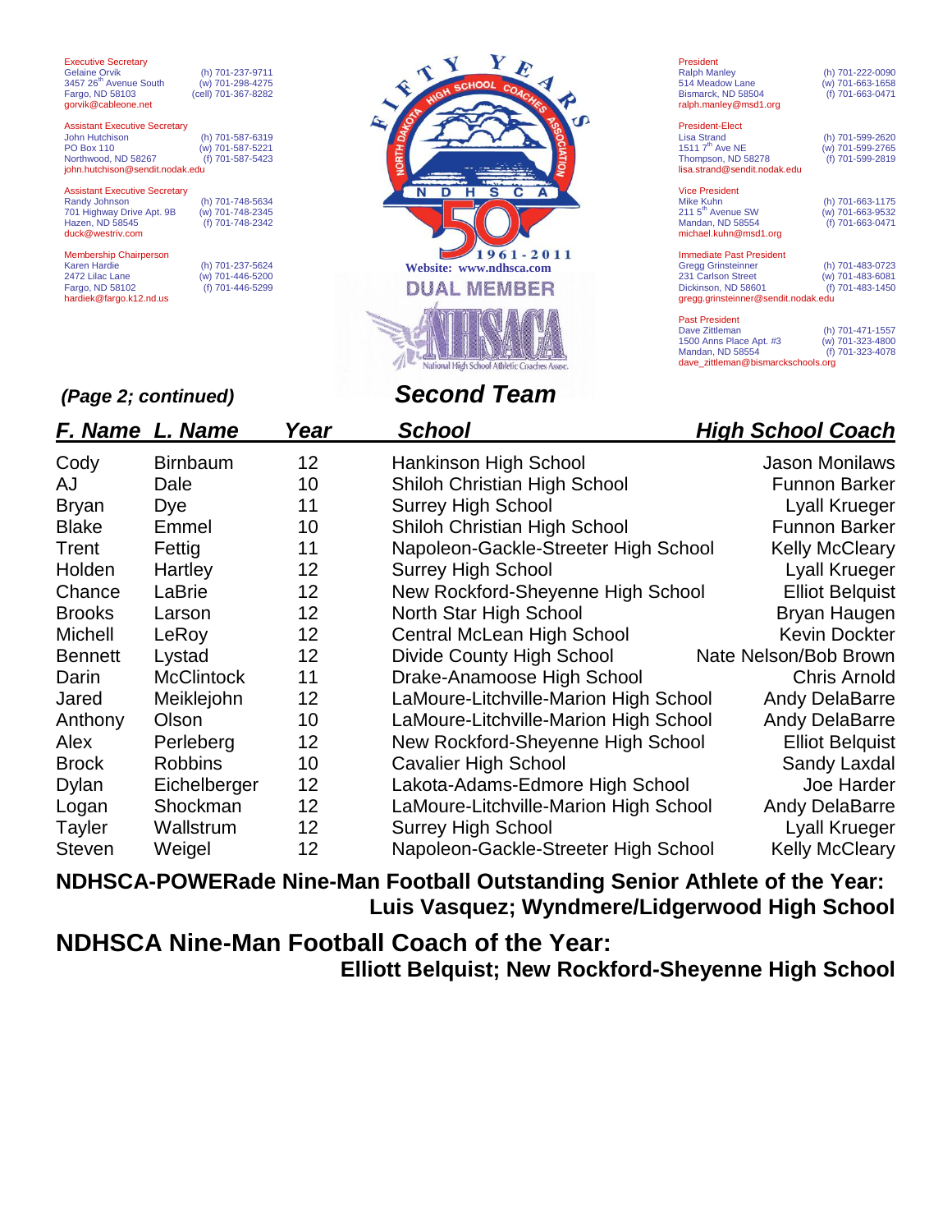Executive Secretary
Gelaine Orvik
3457 26th Avenue South
Fargo, ND 58103
gorvik@cableone.net
(h) 701-237-9711
(w) 701-298-4275
(cell) 701-367-8282

Assistant Executive Secretary
John Hutchison
PO Box 110
Northwood, ND 58267
john.hutchison@sendit.nodak.edu
(h) 701-587-6319
(w) 701-587-5221
(f) 701-587-5423

Assistant Executive Secretary
Randy Johnson
701 Highway Drive Apt. 9B
Hazen, ND 58545
duck@westriv.com
(h) 701-748-5634
(w) 701-748-2345
(f) 701-748-2342

Membership Chairperson
Karen Hardie
2472 Lilac Lane
Fargo, ND 58102
hardiek@fargo.k12.nd.us
(h) 701-237-5624
(w) 701-446-5200
(f) 701-446-5299

FIFTY YEARS
NORTH DAKOTA HIGH SCHOOL COACHES ASSOCIATION
N D H S C A
50
1961 - 2011
Website: www.ndhsca.com
DUAL MEMBER
NHSACA
National High School Athletic Coaches Assoc.

President
Ralph Manley
514 Meadow Lane
Bismarck, ND 58504
ralph.manley@msd1.org
(h) 701-222-0090
(w) 701-663-1658
(f) 701-663-0471

President-Elect
Lisa Strand
1511 7th Ave NE
Thompson, ND 58278
lisa.strand@sendit.nodak.edu
(h) 701-599-2620
(w) 701-599-2765
(f) 701-599-2819

Vice President
Mike Kuhn
211 5th Avenue SW
Mandan, ND 58554
michael.kuhn@msd1.org
(h) 701-663-1175
(w) 701-663-9532
(f) 701-663-0471

Immediate Past President
Gregg Grinsteinner
231 Carlson Street
Dickinson, ND 58601
gregg.grinsteinner@sendit.nodak.edu
(h) 701-483-0723
(w) 701-483-6081
(f) 701-483-1450

Past President
Dave Zittleman
1500 Anns Place Apt. #3
Mandan, ND 58554
dave_zittleman@bismarckschools.org
(h) 701-471-1557
(w) 701-323-4800
(f) 701-323-4078

***(Page 2; continued)***

## *Second Team*

| F. Name | L. Name | Year | School | High School Coach |
|---|---|---|---|---|
| Cody | Birnbaum | 12 | Hankinson High School | Jason Monilaws |
| AJ | Dale | 10 | Shiloh Christian High School | Funnon Barker |
| Bryan | Dye | 11 | Surrey High School | Lyall Krueger |
| Blake | Emmel | 10 | Shiloh Christian High School | Funnon Barker |
| Trent | Fettig | 11 | Napoleon-Gackle-Streeter High School | Kelly McCleary |
| Holden | Hartley | 12 | Surrey High School | Lyall Krueger |
| Chance | LaBrie | 12 | New Rockford-Sheyenne High School | Elliot Belquist |
| Brooks | Larson | 12 | North Star High School | Bryan Haugen |
| Michell | LeRoy | 12 | Central McLean High School | Kevin Dockter |
| Bennett | Lystad | 12 | Divide County High School | Nate Nelson/Bob Brown |
| Darin | McClintock | 11 | Drake-Anamoose High School | Chris Arnold |
| Jared | Meiklejohn | 12 | LaMoure-Litchville-Marion High School | Andy DelaBarre |
| Anthony | Olson | 10 | LaMoure-Litchville-Marion High School | Andy DelaBarre |
| Alex | Perleberg | 12 | New Rockford-Sheyenne High School | Elliot Belquist |
| Brock | Robbins | 10 | Cavalier High School | Sandy Laxdal |
| Dylan | Eichelberger | 12 | Lakota-Adams-Edmore High School | Joe Harder |
| Logan | Shockman | 12 | LaMoure-Litchville-Marion High School | Andy DelaBarre |
| Tayler | Wallstrum | 12 | Surrey High School | Lyall Krueger |
| Steven | Weigel | 12 | Napoleon-Gackle-Streeter High School | Kelly McCleary |

**NDHSCA-POWERade Nine-Man Football Outstanding Senior Athlete of the Year:**
**Luis Vasquez; Wyndmere/Lidgerwood High School**

## NDHSCA Nine-Man Football Coach of the Year:
**Elliott Belquist; New Rockford-Sheyenne High School**